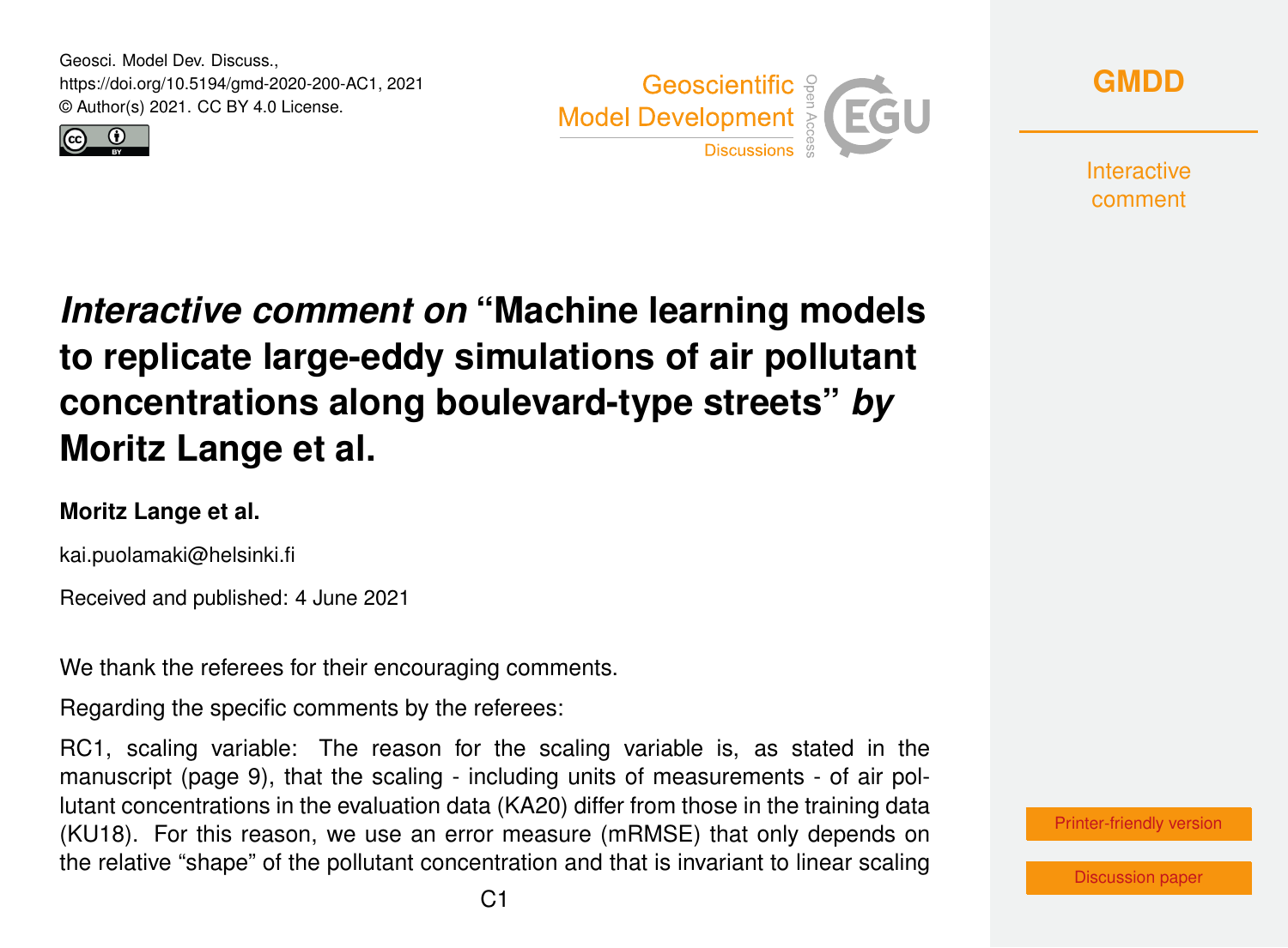# *Interactive comment on* "Machine learning models to replicate large-eddy simulations of air pollutant concentrations along boulevard-type streets" *by* Moritz Lange et al.

**Moritz Lange et al.**

kai.puolamaki@helsinki.fi

Received and published: 4 June 2021

We thank the referees for their encouraging comments.

Regarding the specific comments by the referees:

RC1, scaling variable: The reason for the scaling variable is, as stated in the manuscript (page 9), that the scaling - including units of measurements - of air pollutant concentrations in the evaluation data (KA20) differ from those in the training data (KU18). For this reason, we use an error measure (mRMSE) that only depends on the relative "shape" of the pollutant concentration and that is invariant to linear scaling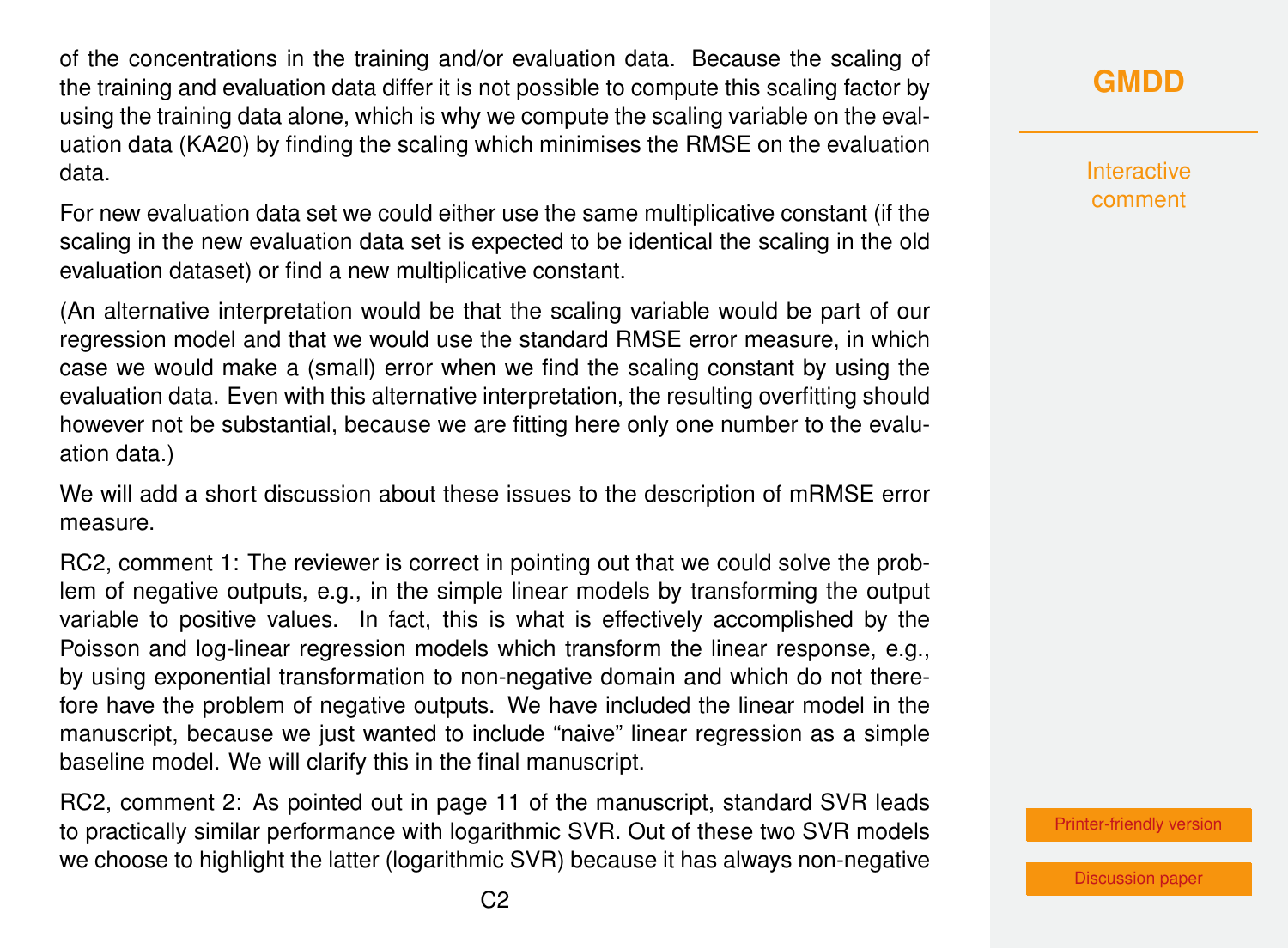of the concentrations in the training and/or evaluation data. Because the scaling of the training and evaluation data differ it is not possible to compute this scaling factor by using the training data alone, which is why we compute the scaling variable on the evaluation data (KA20) by finding the scaling which minimises the RMSE on the evaluation data.

For new evaluation data set we could either use the same multiplicative constant (if the scaling in the new evaluation data set is expected to be identical the scaling in the old evaluation dataset) or find a new multiplicative constant.

(An alternative interpretation would be that the scaling variable would be part of our regression model and that we would use the standard RMSE error measure, in which case we would make a (small) error when we find the scaling constant by using the evaluation data. Even with this alternative interpretation, the resulting overfitting should however not be substantial, because we are fitting here only one number to the evaluation data.)

We will add a short discussion about these issues to the description of mRMSE error measure.

RC2, comment 1: The reviewer is correct in pointing out that we could solve the problem of negative outputs, e.g., in the simple linear models by transforming the output variable to positive values. In fact, this is what is effectively accomplished by the Poisson and log-linear regression models which transform the linear response, e.g., by using exponential transformation to non-negative domain and which do not therefore have the problem of negative outputs. We have included the linear model in the manuscript, because we just wanted to include "naive" linear regression as a simple baseline model. We will clarify this in the final manuscript.

RC2, comment 2: As pointed out in page 11 of the manuscript, standard SVR leads to practically similar performance with logarithmic SVR. Out of these two SVR models we choose to highlight the latter (logarithmic SVR) because it has always non-negative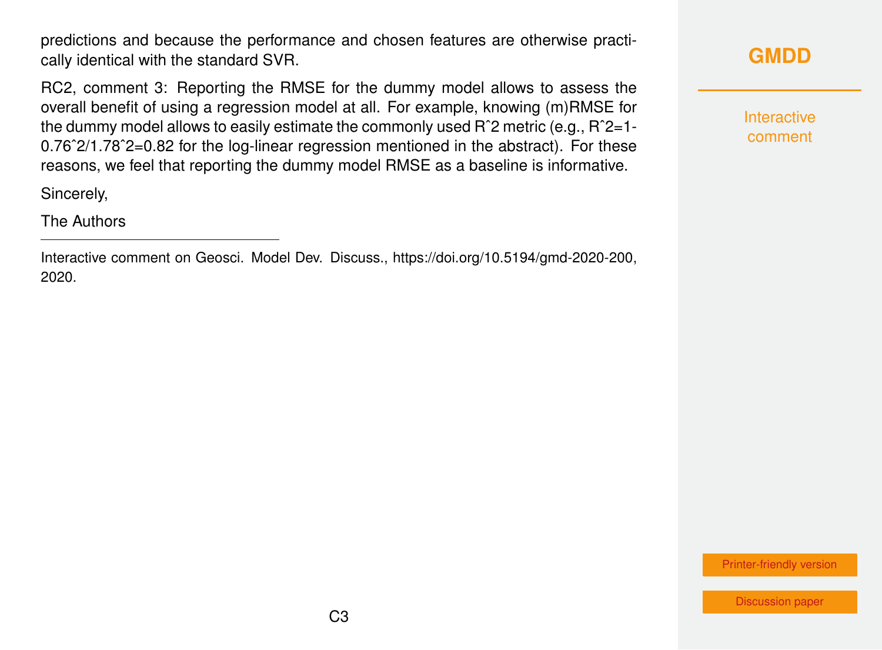predictions and because the performance and chosen features are otherwise practically identical with the standard SVR.

RC2, comment 3: Reporting the RMSE for the dummy model allows to assess the overall benefit of using a regression model at all. For example, knowing (m)RMSE for the dummy model allows to easily estimate the commonly used $R^2$ metric (e.g., $R^2=1-0.76^2/1.78^2=0.82$ for the log-linear regression mentioned in the abstract). For these reasons, we feel that reporting the dummy model RMSE as a baseline is informative.

Sincerely,

The Authors

---

Interactive comment on Geosci. Model Dev. Discuss., https://doi.org/10.5194/gmd-2020-200, 2020.